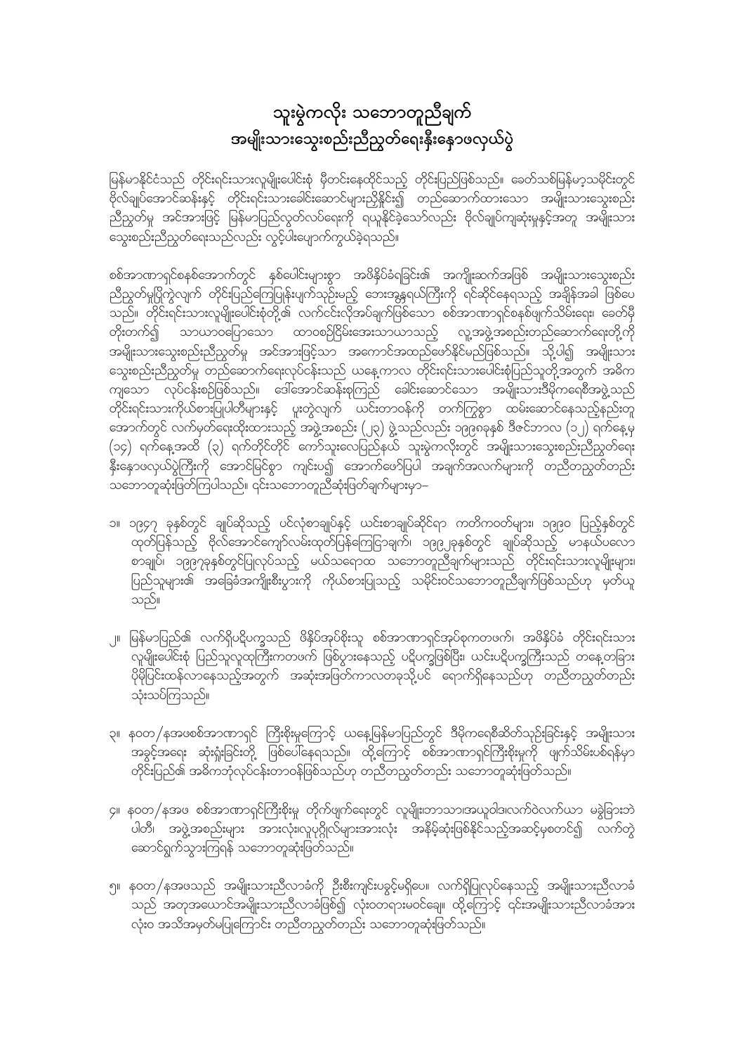# သူးမွဲကလိုး သဘောတူညီချက်
# အမျိုးသားသွေးစည်းညီညွတ်ရေးနှီးနှောဖလှယ်ပွဲ

မြန်မာနိုင်ငံသည် တိုင်းရင်းသားလူမျိုးပေါင်းစုံ မှီတင်းနေထိုင်သည့် တိုင်းပြည်ဖြစ်သည်။ ခေတ်သစ်မြန်မာ့သမိုင်းတွင် ဗိုလ်ချုပ်အောင်ဆန်းနှင့် တိုင်းရင်းသားခေါင်းဆောင်များညီနိုင်း၍ တည်ဆောက်ထားသော အမျိုးသားသွေးစည်းညီညွတ်မှု အင်အားဖြင့် မြန်မာပြည်လွတ်လပ်ရေးကို ရယူနိုင်ခဲ့သော်လည်း ဗိုလ်ချုပ်ကျဆုံးမှုနှင့်အတူ အမျိုးသားသွေးစည်းညီညွတ်ရေးသည်လည်း လွင့်ပါးပျောက်ကွယ်ခဲ့ရသည်။

စစ်အာဏာရှင်စနစ်အောက်တွင် နှစ်ပေါင်းများစွာ အဖိနှိပ်ခံရခြင်း၏ အကျိုးဆက်အဖြစ် အမျိုးသားသွေးစည်းညီညွတ်မှုပြိုကွဲလျက် တိုင်းပြည်ကြေပြန်းပျက်သုဉ်းမည့် ဘေးအန္တရာယ်ကြီးကို ရင်ဆိုင်နေရသည့် အချိန်အခါ ဖြစ်ပေသည်။ တိုင်းရင်းသားလူမျိုးပေါင်းစုံတို့၏ လက်ငင်းလိုအပ်ချက်ဖြစ်သော စစ်အာဏာရှင်စနစ်ဖျက်သိမ်းရေး၊ ခေတ်မီတိုးတက်၍ သာယာဝပြောသော ထာဝစဉ်ငြိမ်းအေးသာယာသည့် လူ့အဖွဲ့အစည်းတည်ဆောက်ရေးတို့ကို အမျိုးသားသွေးစည်းညီညွတ်မှု အင်အားဖြင့်သာ အကောင်အထည်ဖော်နိုင်မည်ဖြစ်သည်။ သို့ပါ၍ အမျိုးသားသွေးစည်းညီညွတ်မှု တည်ဆောက်ရေးလုပ်ငန်းသည် ယနေ့ကာလ တိုင်းရင်းသားပေါင်းစုံပြည်သူတို့အတွက် အဓိကကျသော လုပ်ငန်းစဉ်ဖြစ်သည်။ ဒေါ်အောင်ဆန်းစုကြည် ခေါင်းဆောင်သော အမျိုးသားဒီမိုကရေစီအဖွဲ့သည် တိုင်းရင်းသားကိုယ်စားပြုပါတီများနှင့် ပူးတွဲလျက် ယင်းတာဝန်ကို တက်ကြွစွာ ထမ်းဆောင်နေသည့်နည်းတူ အောက်တွင် လက်မှတ်ရေးထိုးထားသည့် အဖွဲ့အစည်း (၂၃) ဖွဲ့သည်လည်း ၁၉၉၈ခုနှစ် ဒီဇင်ဘာလ (၁၂) ရက်နေ့မှ (၁၄) ရက်နေ့အထိ (၃) ရက်တိုင်တိုင် ကော်သူးလေပြည်နယ် သူးမွဲကလိုးတွင် အမျိုးသားသွေးစည်းညီညွတ်ရေးနှီးနှောဖလှယ်ပွဲကြီးကို အောင်မြင်စွာ ကျင်းပ၍ အောက်ဖော်ပြပါ အချက်အလက်များကို တညီတညွတ်တည်း သဘောတူဆုံးဖြတ်ကြပါသည်။ ၎င်းသဘောတူညီဆုံးဖြတ်ချက်များမှာ–

၁။ ၁၉၄၇ ခုနှစ်တွင် ချုပ်ဆိုသည့် ပင်လုံစာချုပ်နှင့် ယင်းစာချုပ်ဆိုင်ရာ ကတိကဝတ်များ၊ ၁၉၉၀ ပြည့်နှစ်တွင် ထုတ်ပြန်သည့် ဗိုလ်အောင်ကျော်လမ်းထုတ်ပြန်ကြေငြာချက်၊ ၁၉၉၂ခုနှစ်တွင် ချုပ်ဆိုသည့် မာနယ်ပလောစာချုပ်၊ ၁၉၉၇ခုနှစ်တွင်ပြုလုပ်သည့် မယ်သရောထ သဘောတူညီချက်များသည် တိုင်းရင်းသားလူမျိုးများ၊ ပြည်သူများ၏ အခြေခံအကျိုးစီးပွားကို ကိုယ်စားပြုသည့် သမိုင်းဝင်သဘောတူညီချက်ဖြစ်သည်ဟု မှတ်ယူသည်။

၂။ မြန်မာပြည်၏ လက်ရှိပဋိပက္ခသည် ဖိနှိပ်အုပ်စိုးသူ စစ်အာဏာရှင်အုပ်စုကတဖက်၊ အဖိနှိပ်ခံ တိုင်းရင်းသားလူမျိုးပေါင်းစုံ ပြည်သူလူထုကြီးကတဖက် ဖြစ်ပွားနေသည့် ပဋိပက္ခဖြစ်ပြီး၊ ယင်းပဋိပက္ခကြီးသည် တနေ့တခြားပိုမိုပြင်းထန်လာနေသည့်အတွက် အဆုံးအဖြတ်ကာလတခုသို့ပင် ရောက်ရှိနေသည်ဟု တညီတညွတ်တည်း သုံးသပ်ကြသည်။

၃။ နဝတ/နအဖစစ်အာဏာရှင် ကြီးစိုးမှုကြောင့် ယနေ့မြန်မာပြည်တွင် ဒီမိုကရေစီဆိတ်သုဉ်းခြင်းနှင့် အမျိုးသားအခွင့်အရေး ဆုံးရှုံးခြင်းတို့ ဖြစ်ပေါ်နေရသည်။ ထို့ကြောင့် စစ်အာဏာရှင်ကြီးစိုးမှုကို ဖျက်သိမ်းပစ်ရန်မှာ တိုင်းပြည်၏ အဓိကဘုံလုပ်ငန်းတာဝန်ဖြစ်သည်ဟု တညီတညွတ်တည်း သဘောတူဆုံးဖြတ်သည်။

၄။ နဝတ/နအဖ စစ်အာဏာရှင်ကြီးစိုးမှု တိုက်ဖျက်ရေးတွင် လူမျိုးဘာသာအယူဝါဒလက်ဝဲလက်ယာ မခွဲခြားဘဲ ပါတီ၊ အဖွဲ့အစည်းများ အားလုံးလူပုဂ္ဂိုလ်များအားလုံး အနိမ့်ဆုံးဖြစ်နိုင်သည့်အဆင့်မှစတင်၍ လက်တွဲဆောင်ရွက်သွားကြရန် သဘောတူဆုံးဖြတ်သည်။

၅။ နဝတ/နအဖသည် အမျိုးသားညီလာခံကို ဦးစီးကျင်းပခွင့်မရှိပေ။ လက်ရှိပြုလုပ်နေသည့် အမျိုးသားညီလာခံသည် အတုအယောင်အမျိုးသားညီလာခံဖြစ်၍ လုံးဝတရားမဝင်ချေ။ ထို့ကြောင့် ၎င်းအမျိုးသားညီလာခံအား လုံးဝ အသိအမှတ်မပြုကြောင်း တညီတညွတ်တည်း သဘောတူဆုံးဖြတ်သည်။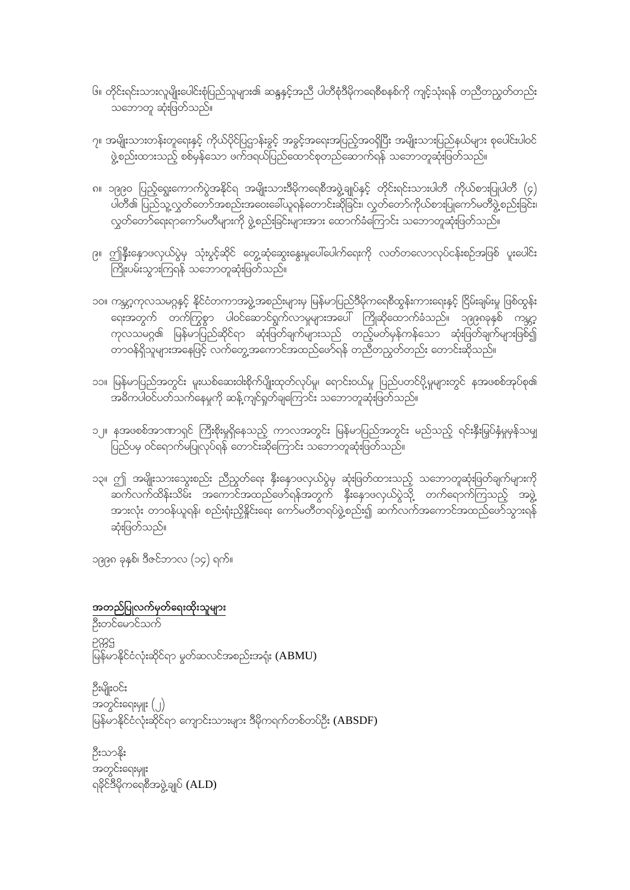၆။ တိုင်းရင်းသားလူမျိုးပေါင်းစုံပြည်သူများ၏ ဆန္ဒနှင့်အညီ ပါတီစုံဒီမိုကရေစီစနစ်ကို ကျင့်သုံးရန် တညီတညွတ်တည်း သဘောတူ ဆုံးဖြတ်သည်။

၇။ အမျိုးသားတန်းတူရေးနှင့် ကိုယ်ပိုင်ပြဌာန်းခွင့် အခွင့်အရေးအပြည့်အဝရှိပြီး အမျိုးသားပြည်နယ်များ စုပေါင်းပါဝင်ဖွဲ့စည်းထားသည့် စစ်မှန်သော ဖက်ဒရယ်ပြည်ထောင်စုတည်ဆောက်ရန် သဘောတူဆုံးဖြတ်သည်။

၈။ ၁၉၉၀ ပြည့်ရွေးကောက်ပွဲအနိုင်ရ အမျိုးသားဒီမိုကရေစီအဖွဲ့ချုပ်နှင့် တိုင်းရင်းသားပါတီ ကိုယ်စားပြုပါတီ (၄) ပါတီ၏ ပြည်သူ့လွှတ်တော်အစည်းအဝေးခေါ်ယူရန်တောင်းဆိုခြင်း၊ လွှတ်တော်ကိုယ်စားပြုကော်မတီဖွဲ့စည်းခြင်း၊ လွှတ်တော်ရေးရာကော်မတီများကို ဖွဲ့စည်းခြင်းများအား ထောက်ခံကြောင်း သဘောတူဆုံးဖြတ်သည်။

၉။ ဤနှီးနှောဖလှယ်ပွဲမှ သုံးပွင့်ဆိုင် တွေ့ဆုံဆွေးနွေးမှုပေါ်ပေါက်ရေးကို လတ်တလောလုပ်ငန်းစဉ်အဖြစ် ပူးပေါင်းကြိုးပမ်းသွားကြရန် သဘောတူဆုံးဖြတ်သည်။

၁၀။ ကမ္ဘာ့ကုလသမဂ္ဂနှင့် နိုင်ငံတကာအဖွဲ့အစည်းများမှ မြန်မာပြည်ဒီမိုကရေစီထွန်းကားရေးနှင့် ငြိမ်းချမ်းမှု ဖြစ်ထွန်းရေးအတွက် တက်ကြွစွာ ပါဝင်ဆောင်ရွက်လာမှုများအပေါ် ကြိုဆိုထောက်ခံသည်။ ၁၉၉၈ခုနှစ် ကမ္ဘာ့ကုလသမဂ္ဂ၏ မြန်မာပြည်ဆိုင်ရာ ဆုံးဖြတ်ချက်များသည် တည့်မတ်မှန်ကန်သော ဆုံးဖြတ်ချက်များဖြစ်၍ တာဝန်ရှိသူများအနေဖြင့် လက်တွေ့အကောင်အထည်ဖော်ရန် တညီတညွတ်တည်း တောင်းဆိုသည်။

၁၁။ မြန်မာပြည်အတွင်း မူးယစ်ဆေးဝါးစိုက်ပျိုးထုတ်လုပ်မှု၊ ရောင်းဝယ်မှု ပြည်ပတင်ပို့မှုများတွင် နအဖစစ်အုပ်စု၏ အဓိကပါဝင်ပတ်သက်နေမှုကို ဆန့်ကျင်ရှုတ်ချကြောင်း သဘောတူဆုံးဖြတ်သည်။

၁၂။ နအဖစစ်အာဏာရှင် ကြီးစိုးမှုရှိနေသည့် ကာလအတွင်း မြန်မာပြည်အတွင်း မည်သည့် ရင်းနှီးမြှပ်နှံမှုမှန်သမျှ ပြည်ပမှ ဝင်ရောက်မပြုလုပ်ရန် တောင်းဆိုကြောင်း သဘောတူဆုံးဖြတ်သည်။

၁၃။ ဤ အမျိုးသားသွေးစည်း ညီညွတ်ရေး နှီးနှောဖလှယ်ပွဲမှ ဆုံးဖြတ်ထားသည့် သဘောတူဆုံးဖြတ်ချက်များကို ဆက်လက်ထိန်းသိမ်း အကောင်အထည်ဖော်ရန်အတွက် နှီးနှောဖလှယ်ပွဲသို့ တက်ရောက်ကြသည့် အဖွဲ့အားလုံး တာဝန်ယူရန်၊ စည်းရုံးညှိနှိုင်းရေး ကော်မတီတရပ်ဖွဲ့စည်း၍ ဆက်လက်အကောင်အထည်ဖော်သွားရန် ဆုံးဖြတ်သည်။

၁၉၉၈ ခုနှစ်၊ ဒီဇင်ဘာလ (၁၄) ရက်။

**အတည်ပြုလက်မှတ်ရေးထိုးသူများ**

ဦးတင်မောင်သက်
ဥက္ကဋ္ဌ
မြန်မာနိုင်ငံလုံးဆိုင်ရာ မွတ်ဆလင်အစည်းအရုံး (ABMU)

ဦးမျိုးဝင်း
အတွင်းရေးမှူး (၂)
မြန်မာနိုင်ငံလုံးဆိုင်ရာ ကျောင်းသားများ ဒီမိုကရက်တစ်တပ်ဦး (ABSDF)

ဦးသာနိုး
အတွင်းရေးမှူး
ရခိုင်ဒီမိုကရေစီအဖွဲ့ချုပ် (ALD)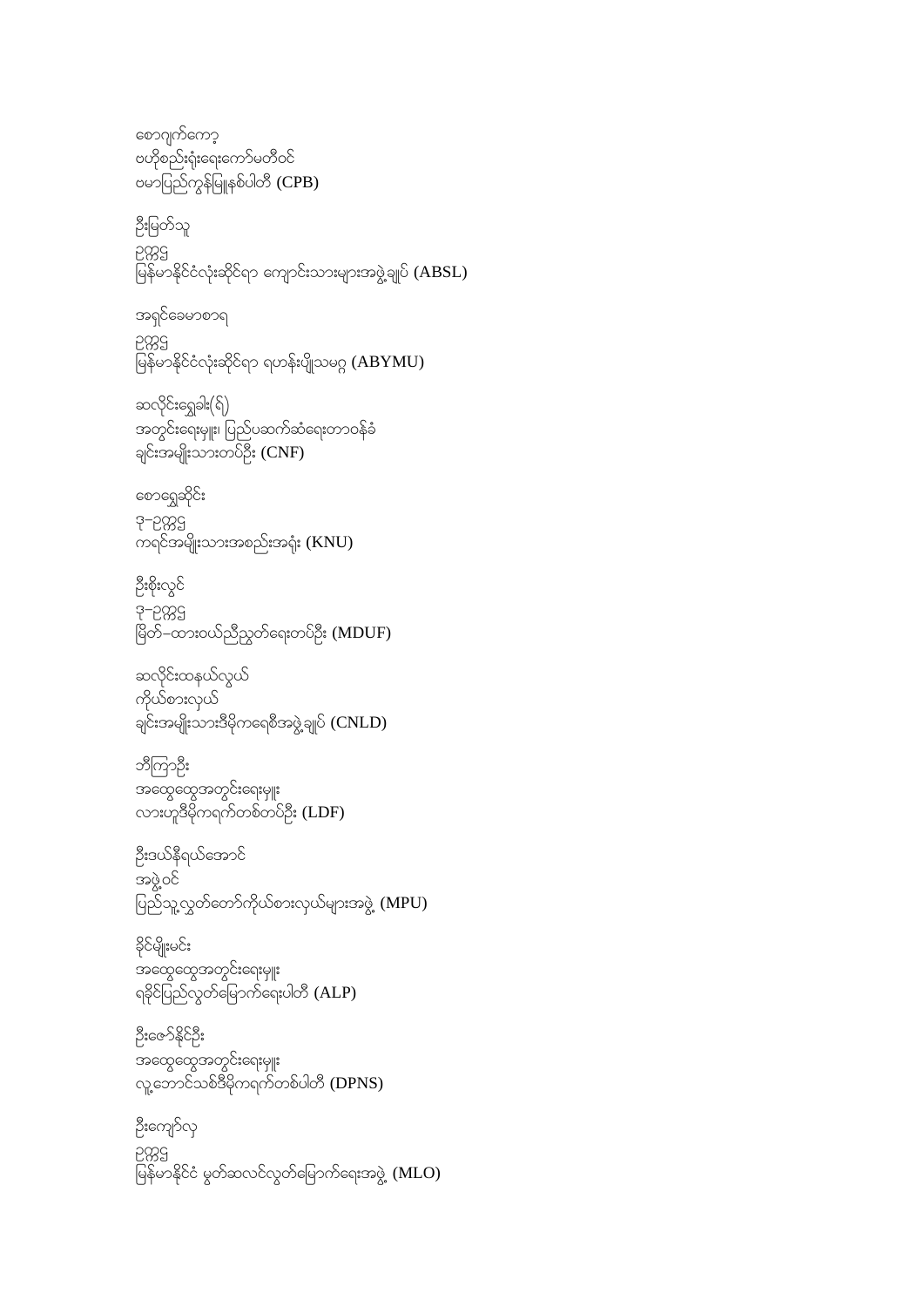စောဂျက်ကော့
ဗဟိုစည်းရုံးရေးကော်မတီဝင်
ဗမာပြည်ကွန်မြူနစ်ပါတီ (CPB)

ဦးမြတ်သူ
ဥက္ကဋ္ဌ
မြန်မာနိုင်ငံလုံးဆိုင်ရာ ကျောင်းသားများအဖွဲ့ချုပ် (ABSL)

အရှင်ခေမာစာရ
ဥက္ကဋ္ဌ
မြန်မာနိုင်ငံလုံးဆိုင်ရာ ရဟန်းပျိုသမဂ္ဂ (ABYMU)

ဆလိုင်းရွှေခါး(ရ)
အတွင်းရေးမှူး၊ ပြည်ပဆက်ဆံရေးတာဝန်ခံ
ချင်းအမျိုးသားတပ်ဦး (CNF)

စောရွှေဆိုင်း
ဒု-ဥက္ကဋ္ဌ
ကရင်အမျိုးသားအစည်းအရုံး (KNU)

ဦးစိုးလွင်
ဒု-ဥက္ကဋ္ဌ
မြိတ်-ထားဝယ်ညီညွတ်ရေးတပ်ဦး (MDUF)

ဆလိုင်းထနယ်လွယ်
ကိုယ်စားလှယ်
ချင်းအမျိုးသားဒီမိုကရေစီအဖွဲ့ချုပ် (CNLD)

ဘီကြာဦး
အထွေထွေအတွင်းရေးမှူး
လားဟူဒီမိုကရက်တစ်တပ်ဦး (LDF)

ဦးဒယ်နီရယ်အောင်
အဖွဲ့ဝင်
ပြည်သူ့လွှတ်တော်ကိုယ်စားလှယ်များအဖွဲ့ (MPU)

ခိုင်မျိုးမင်း
အထွေထွေအတွင်းရေးမှူး
ရခိုင်ပြည်လွတ်မြောက်ရေးပါတီ (ALP)

ဦးဇော်နိုင်ဦး
အထွေထွေအတွင်းရေးမှူး
လူ့ဘောင်သစ်ဒီမိုကရက်တစ်ပါတီ (DPNS)

ဦးကျော်လှ
ဥက္ကဋ္ဌ
မြန်မာနိုင်ငံ မွတ်ဆလင်လွတ်မြောက်ရေးအဖွဲ့ (MLO)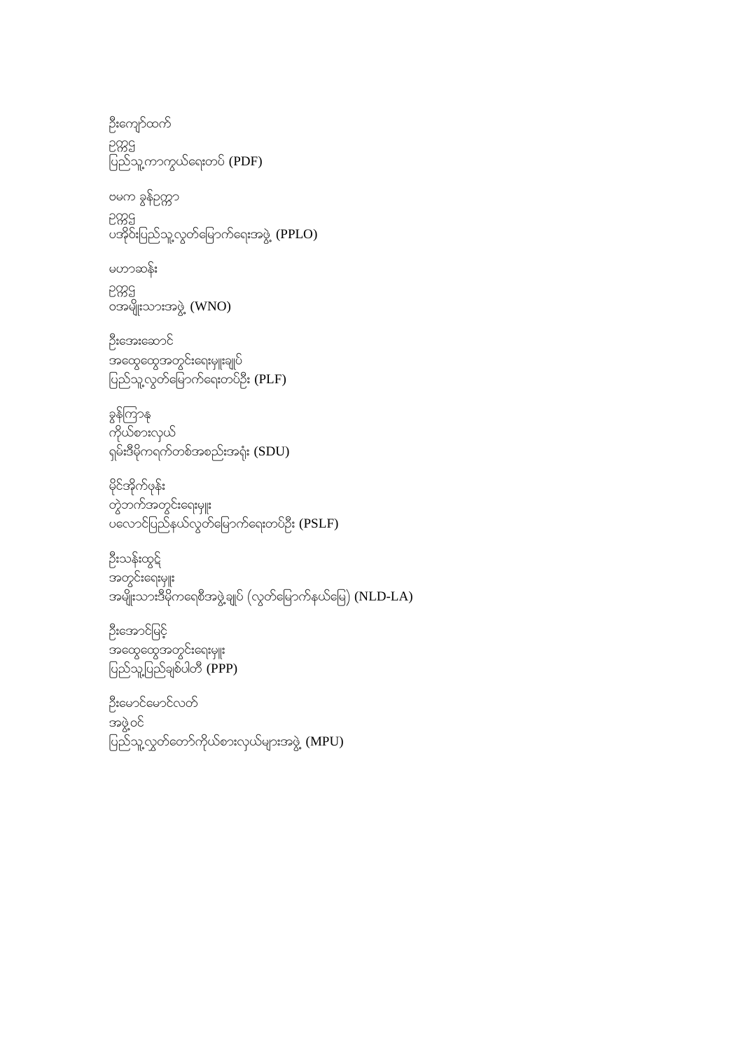ဦးကျော်ထက်
ဥက္ကဋ္ဌ
ပြည်သူ့ကာကွယ်ရေးတပ် (PDF)

ဗမက ခွန်ဥက္ကာ
ဥက္ကဋ္ဌ
ပအိုဝ်းပြည်သူ့လွတ်မြောက်ရေးအဖွဲ့ (PPLO)

မဟာဆန်း
ဥက္ကဋ္ဌ
ဝအမျိုးသားအဖွဲ့ (WNO)

ဦးအေးဆောင်
အထွေထွေအတွင်းရေးမှူးချုပ်
ပြည်သူ့လွတ်မြောက်ရေးတပ်ဦး (PLF)

ခွန်ကြာနု
ကိုယ်စားလှယ်
ရှမ်းဒီမိုကရက်တစ်အစည်းအရုံး (SDU)

မိုင်အိုက်ဖုန်း
တွဲဘက်အတွင်းရေးမှူး
ပလောင်ပြည်နယ်လွတ်မြောက်ရေးတပ်ဦး (PSLF)

ဦးသန်းထွဋ်
အတွင်းရေးမှူး
အမျိုးသားဒီမိုကရေစီအဖွဲ့ချုပ် (လွတ်မြောက်နယ်မြေ) (NLD-LA)

ဦးအောင်မြင့်
အထွေထွေအတွင်းရေးမှူး
ပြည်သူ့ပြည်ချစ်ပါတီ (PPP)

ဦးမောင်မောင်လတ်
အဖွဲ့ဝင်
ပြည်သူ့လွှတ်တော်ကိုယ်စားလှယ်များအဖွဲ့ (MPU)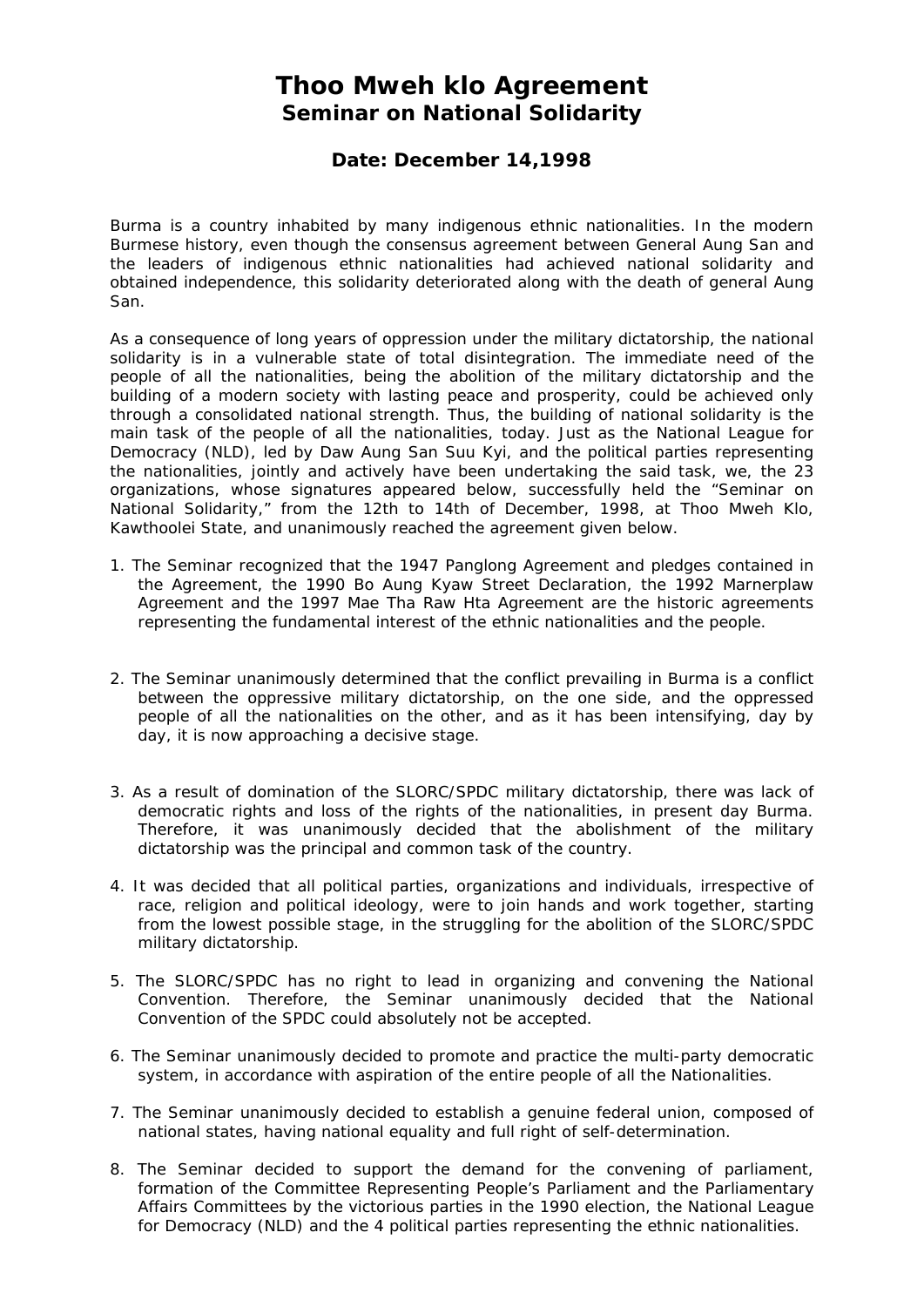# Thoo Mweh klo Agreement

## Seminar on National Solidarity

### Date: December 14,1998

Burma is a country inhabited by many indigenous ethnic nationalities. In the modern Burmese history, even though the consensus agreement between General Aung San and the leaders of indigenous ethnic nationalities had achieved national solidarity and obtained independence, this solidarity deteriorated along with the death of general Aung San.

As a consequence of long years of oppression under the military dictatorship, the national solidarity is in a vulnerable state of total disintegration. The immediate need of the people of all the nationalities, being the abolition of the military dictatorship and the building of a modern society with lasting peace and prosperity, could be achieved only through a consolidated national strength. Thus, the building of national solidarity is the main task of the people of all the nationalities, today. Just as the National League for Democracy (NLD), led by Daw Aung San Suu Kyi, and the political parties representing the nationalities, jointly and actively have been undertaking the said task, we, the 23 organizations, whose signatures appeared below, successfully held the "Seminar on National Solidarity," from the 12th to 14th of December, 1998, at Thoo Mweh Klo, Kawthoolei State, and unanimously reached the agreement given below.

1. The Seminar recognized that the 1947 Panglong Agreement and pledges contained in the Agreement, the 1990 Bo Aung Kyaw Street Declaration, the 1992 Marnerplaw Agreement and the 1997 Mae Tha Raw Hta Agreement are the historic agreements representing the fundamental interest of the ethnic nationalities and the people.

2. The Seminar unanimously determined that the conflict prevailing in Burma is a conflict between the oppressive military dictatorship, on the one side, and the oppressed people of all the nationalities on the other, and as it has been intensifying, day by day, it is now approaching a decisive stage.

3. As a result of domination of the SLORC/SPDC military dictatorship, there was lack of democratic rights and loss of the rights of the nationalities, in present day Burma. Therefore, it was unanimously decided that the abolishment of the military dictatorship was the principal and common task of the country.

4. It was decided that all political parties, organizations and individuals, irrespective of race, religion and political ideology, were to join hands and work together, starting from the lowest possible stage, in the struggling for the abolition of the SLORC/SPDC military dictatorship.

5. The SLORC/SPDC has no right to lead in organizing and convening the National Convention. Therefore, the Seminar unanimously decided that the National Convention of the SPDC could absolutely not be accepted.

6. The Seminar unanimously decided to promote and practice the multi-party democratic system, in accordance with aspiration of the entire people of all the Nationalities.

7. The Seminar unanimously decided to establish a genuine federal union, composed of national states, having national equality and full right of self-determination.

8. The Seminar decided to support the demand for the convening of parliament, formation of the Committee Representing People's Parliament and the Parliamentary Affairs Committees by the victorious parties in the 1990 election, the National League for Democracy (NLD) and the 4 political parties representing the ethnic nationalities.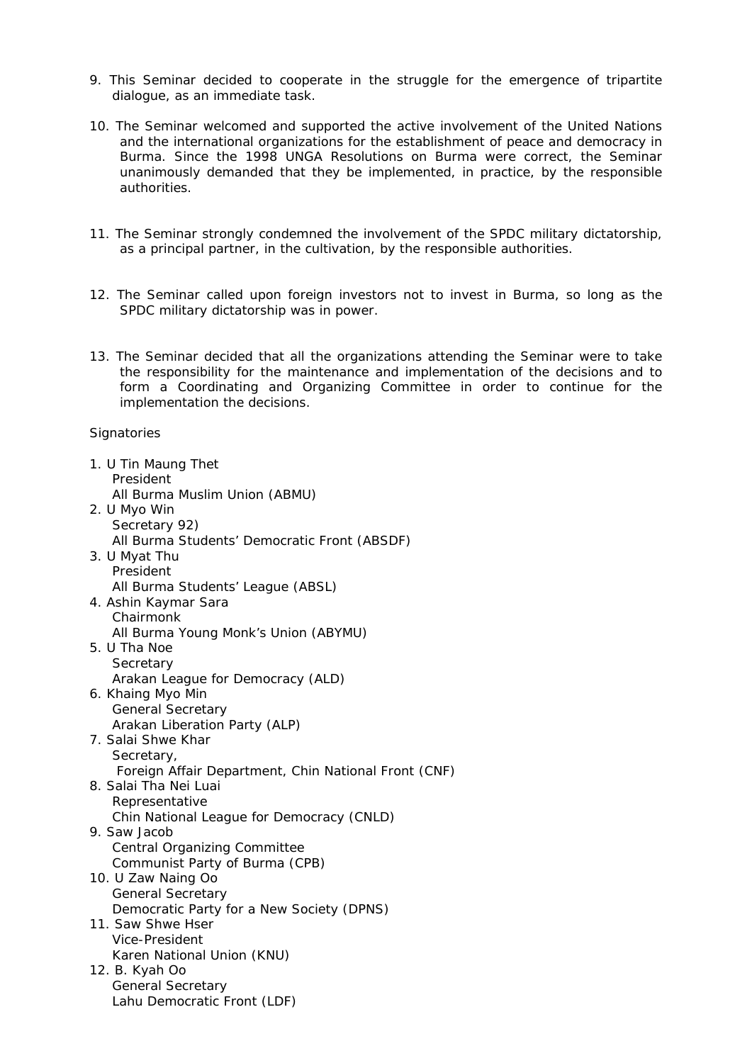9. This Seminar decided to cooperate in the struggle for the emergence of tripartite dialogue, as an immediate task.

10. The Seminar welcomed and supported the active involvement of the United Nations and the international organizations for the establishment of peace and democracy in Burma. Since the 1998 UNGA Resolutions on Burma were correct, the Seminar unanimously demanded that they be implemented, in practice, by the responsible authorities.

11. The Seminar strongly condemned the involvement of the SPDC military dictatorship, as a principal partner, in the cultivation, by the responsible authorities.

12. The Seminar called upon foreign investors not to invest in Burma, so long as the SPDC military dictatorship was in power.

13. The Seminar decided that all the organizations attending the Seminar were to take the responsibility for the maintenance and implementation of the decisions and to form a Coordinating and Organizing Committee in order to continue for the implementation the decisions.

Signatories

1. U Tin Maung Thet
   President
   All Burma Muslim Union (ABMU)
2. U Myo Win
   Secretary 92)
   All Burma Students' Democratic Front (ABSDF)
3. U Myat Thu
   President
   All Burma Students' League (ABSL)
4. Ashin Kaymar Sara
   Chairmonk
   All Burma Young Monk's Union (ABYMU)
5. U Tha Noe
   Secretary
   Arakan League for Democracy (ALD)
6. Khaing Myo Min
   General Secretary
   Arakan Liberation Party (ALP)
7. Salai Shwe Khar
   Secretary,
   Foreign Affair Department, Chin National Front (CNF)
8. Salai Tha Nei Luai
   Representative
   Chin National League for Democracy (CNLD)
9. Saw Jacob
   Central Organizing Committee
   Communist Party of Burma (CPB)
10. U Zaw Naing Oo
    General Secretary
    Democratic Party for a New Society (DPNS)
11. Saw Shwe Hser
    Vice-President
    Karen National Union (KNU)
12. B. Kyah Oo
    General Secretary
    Lahu Democratic Front (LDF)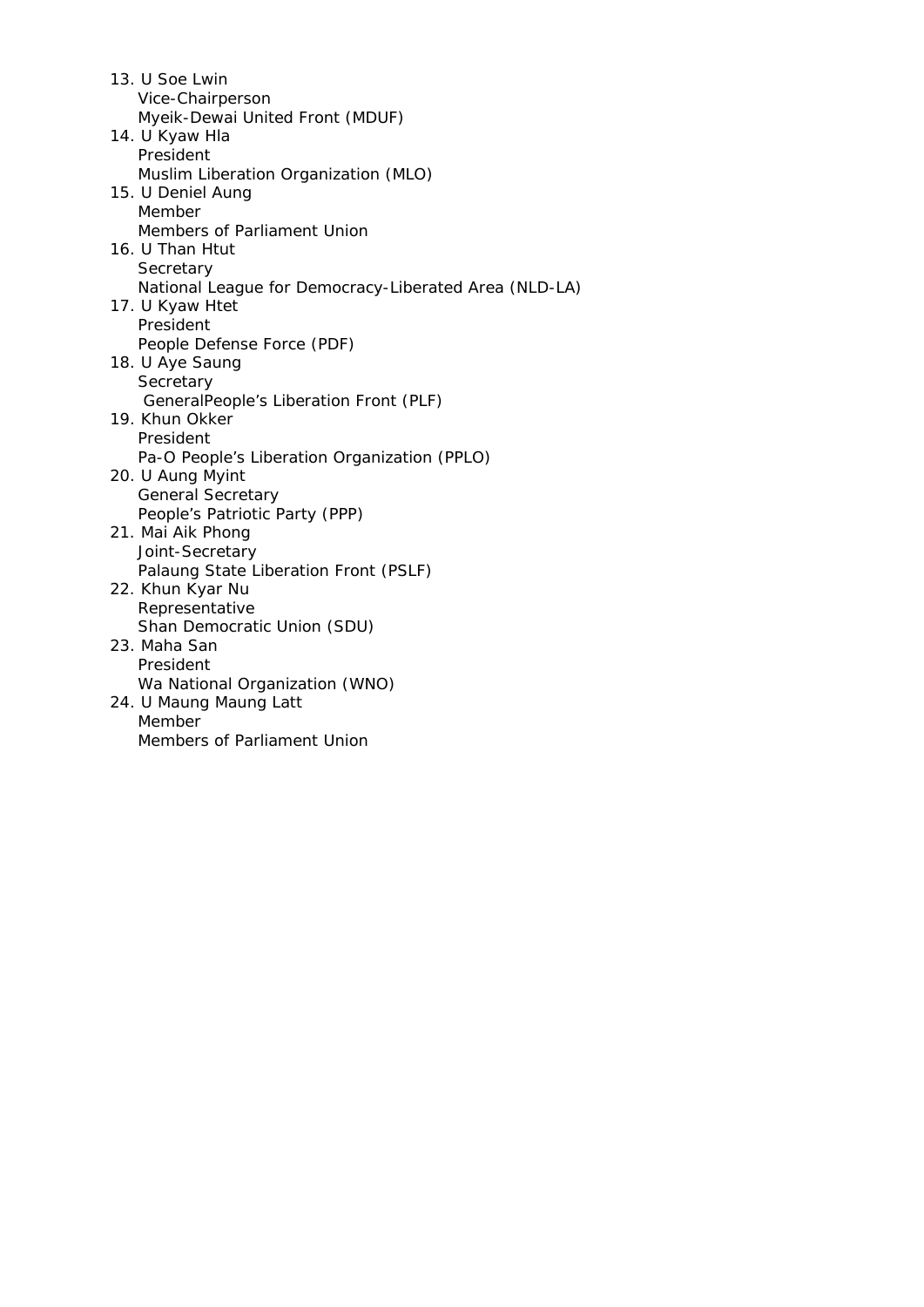13. U Soe Lwin
    Vice-Chairperson
    Myeik-Dewai United Front (MDUF)
14. U Kyaw Hla
    President
    Muslim Liberation Organization (MLO)
15. U Deniel Aung
    Member
    Members of Parliament Union
16. U Than Htut
    Secretary
    National League for Democracy-Liberated Area (NLD-LA)
17. U Kyaw Htet
    President
    People Defense Force (PDF)
18. U Aye Saung
    Secretary
    GeneralPeople's Liberation Front (PLF)
19. Khun Okker
    President
    Pa-O People's Liberation Organization (PPLO)
20. U Aung Myint
    General Secretary
    People's Patriotic Party (PPP)
21. Mai Aik Phong
    Joint-Secretary
    Palaung State Liberation Front (PSLF)
22. Khun Kyar Nu
    Representative
    Shan Democratic Union (SDU)
23. Maha San
    President
    Wa National Organization (WNO)
24. U Maung Maung Latt
    Member
    Members of Parliament Union